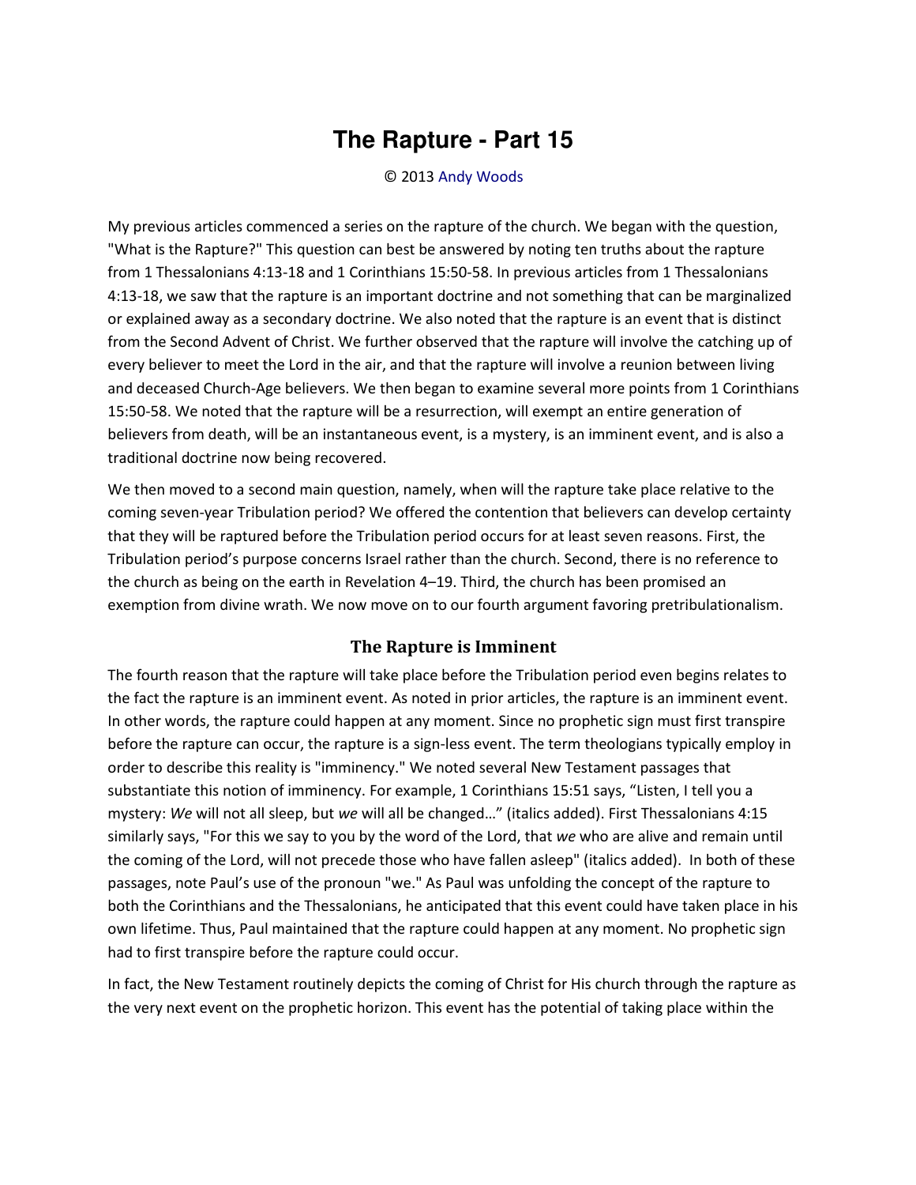# The Rapture - Part 15

© 2013 Andy Woods

My previous articles commenced a series on the rapture of the church. We began with the question, "What is the Rapture?" This question can best be answered by noting ten truths about the rapture from 1 Thessalonians 4:13-18 and 1 Corinthians 15:50-58. In previous articles from 1 Thessalonians 4:13-18, we saw that the rapture is an important doctrine and not something that can be marginalized or explained away as a secondary doctrine. We also noted that the rapture is an event that is distinct from the Second Advent of Christ. We further observed that the rapture will involve the catching up of every believer to meet the Lord in the air, and that the rapture will involve a reunion between living and deceased Church-Age believers. We then began to examine several more points from 1 Corinthians 15:50-58. We noted that the rapture will be a resurrection, will exempt an entire generation of believers from death, will be an instantaneous event, is a mystery, is an imminent event, and is also a traditional doctrine now being recovered.

We then moved to a second main question, namely, when will the rapture take place relative to the coming seven-year Tribulation period? We offered the contention that believers can develop certainty that they will be raptured before the Tribulation period occurs for at least seven reasons. First, the Tribulation period's purpose concerns Israel rather than the church. Second, there is no reference to the church as being on the earth in Revelation 4–19. Third, the church has been promised an exemption from divine wrath. We now move on to our fourth argument favoring pretribulationalism.

### The Rapture is Imminent

The fourth reason that the rapture will take place before the Tribulation period even begins relates to the fact the rapture is an imminent event. As noted in prior articles, the rapture is an imminent event. In other words, the rapture could happen at any moment. Since no prophetic sign must first transpire before the rapture can occur, the rapture is a sign-less event. The term theologians typically employ in order to describe this reality is "imminency." We noted several New Testament passages that substantiate this notion of imminency. For example, 1 Corinthians 15:51 says, "Listen, I tell you a mystery: *We* will not all sleep, but *we* will all be changed…" (italics added). First Thessalonians 4:15 similarly says, "For this we say to you by the word of the Lord, that *we* who are alive and remain until the coming of the Lord, will not precede those who have fallen asleep" (italics added). In both of these passages, note Paul's use of the pronoun "we." As Paul was unfolding the concept of the rapture to both the Corinthians and the Thessalonians, he anticipated that this event could have taken place in his own lifetime. Thus, Paul maintained that the rapture could happen at any moment. No prophetic sign had to first transpire before the rapture could occur.

In fact, the New Testament routinely depicts the coming of Christ for His church through the rapture as the very next event on the prophetic horizon. This event has the potential of taking place within the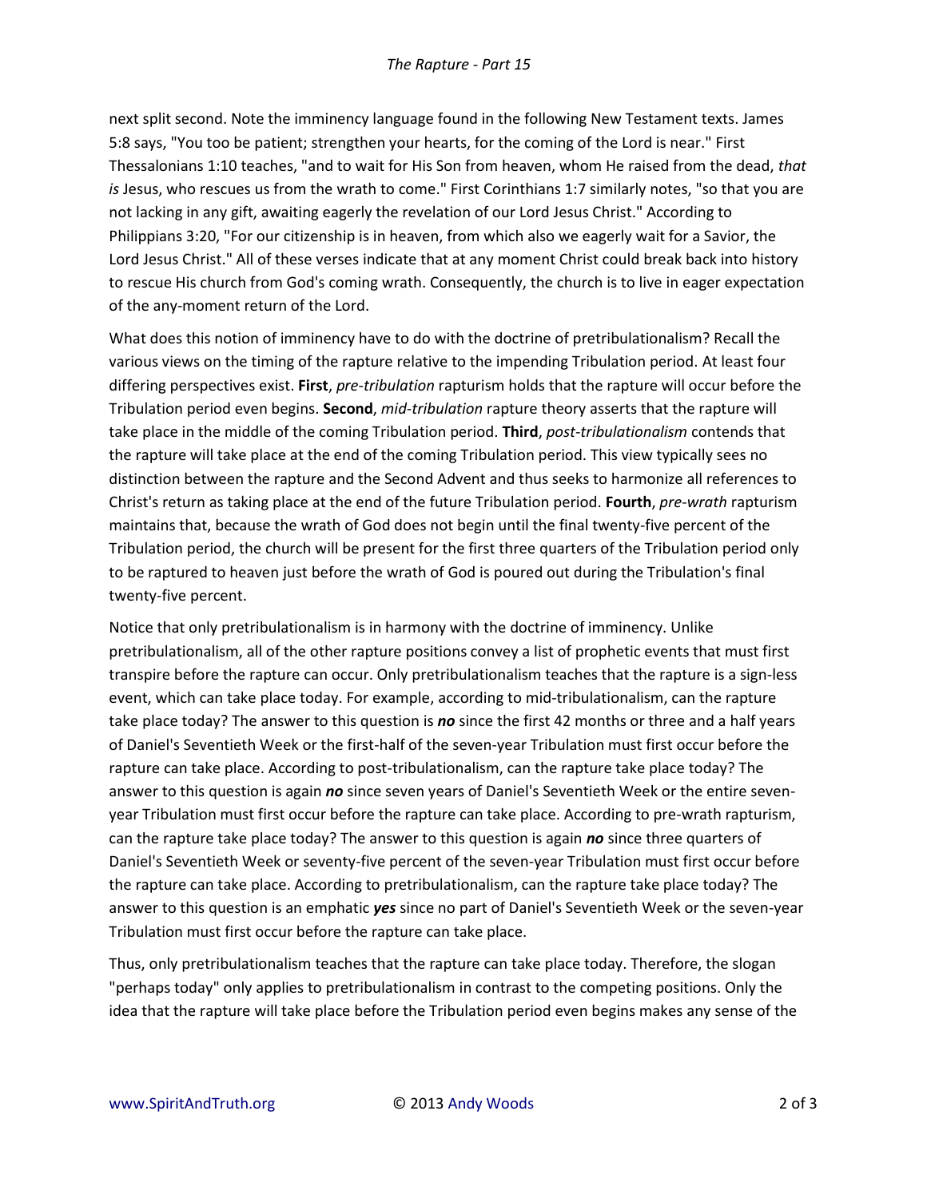next split second. Note the imminency language found in the following New Testament texts. James 5:8 says, "You too be patient; strengthen your hearts, for the coming of the Lord is near." First Thessalonians 1:10 teaches, "and to wait for His Son from heaven, whom He raised from the dead, *that is* Jesus, who rescues us from the wrath to come." First Corinthians 1:7 similarly notes, "so that you are not lacking in any gift, awaiting eagerly the revelation of our Lord Jesus Christ." According to Philippians 3:20, "For our citizenship is in heaven, from which also we eagerly wait for a Savior, the Lord Jesus Christ." All of these verses indicate that at any moment Christ could break back into history to rescue His church from God's coming wrath. Consequently, the church is to live in eager expectation of the any-moment return of the Lord.

What does this notion of imminency have to do with the doctrine of pretribulationalism? Recall the various views on the timing of the rapture relative to the impending Tribulation period. At least four differing perspectives exist. **First**, *pre-tribulation* rapturism holds that the rapture will occur before the Tribulation period even begins. **Second**, *mid-tribulation* rapture theory asserts that the rapture will take place in the middle of the coming Tribulation period. **Third**, *post-tribulationalism* contends that the rapture will take place at the end of the coming Tribulation period. This view typically sees no distinction between the rapture and the Second Advent and thus seeks to harmonize all references to Christ's return as taking place at the end of the future Tribulation period. **Fourth**, *pre-wrath* rapturism maintains that, because the wrath of God does not begin until the final twenty-five percent of the Tribulation period, the church will be present for the first three quarters of the Tribulation period only to be raptured to heaven just before the wrath of God is poured out during the Tribulation's final twenty-five percent.

Notice that only pretribulationalism is in harmony with the doctrine of imminency. Unlike pretribulationalism, all of the other rapture positions convey a list of prophetic events that must first transpire before the rapture can occur. Only pretribulationalism teaches that the rapture is a sign-less event, which can take place today. For example, according to mid-tribulationalism, can the rapture take place today? The answer to this question is ***no*** since the first 42 months or three and a half years of Daniel's Seventieth Week or the first-half of the seven-year Tribulation must first occur before the rapture can take place. According to post-tribulationalism, can the rapture take place today? The answer to this question is again ***no*** since seven years of Daniel's Seventieth Week or the entire seven-year Tribulation must first occur before the rapture can take place. According to pre-wrath rapturism, can the rapture take place today? The answer to this question is again ***no*** since three quarters of Daniel's Seventieth Week or seventy-five percent of the seven-year Tribulation must first occur before the rapture can take place. According to pretribulationalism, can the rapture take place today? The answer to this question is an emphatic ***yes*** since no part of Daniel's Seventieth Week or the seven-year Tribulation must first occur before the rapture can take place.

Thus, only pretribulationalism teaches that the rapture can take place today. Therefore, the slogan "perhaps today" only applies to pretribulationalism in contrast to the competing positions. Only the idea that the rapture will take place before the Tribulation period even begins makes any sense of the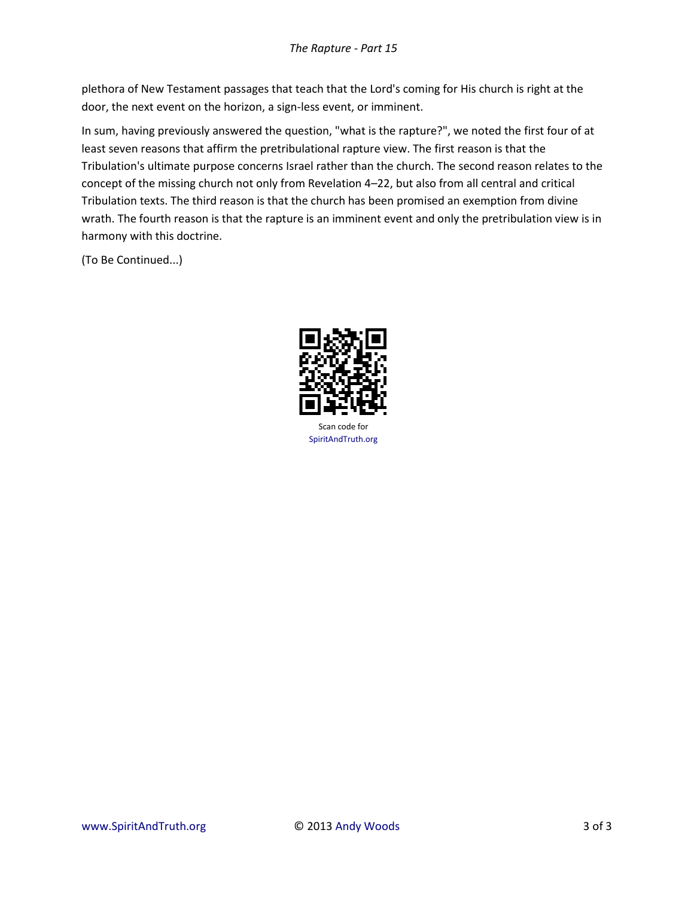plethora of New Testament passages that teach that the Lord's coming for His church is right at the door, the next event on the horizon, a sign-less event, or imminent.

In sum, having previously answered the question, "what is the rapture?", we noted the first four of at least seven reasons that affirm the pretribulational rapture view. The first reason is that the Tribulation's ultimate purpose concerns Israel rather than the church. The second reason relates to the concept of the missing church not only from Revelation 4–22, but also from all central and critical Tribulation texts. The third reason is that the church has been promised an exemption from divine wrath. The fourth reason is that the rapture is an imminent event and only the pretribulation view is in harmony with this doctrine.

(To Be Continued...)

Scan code for
SpiritAndTruth.org